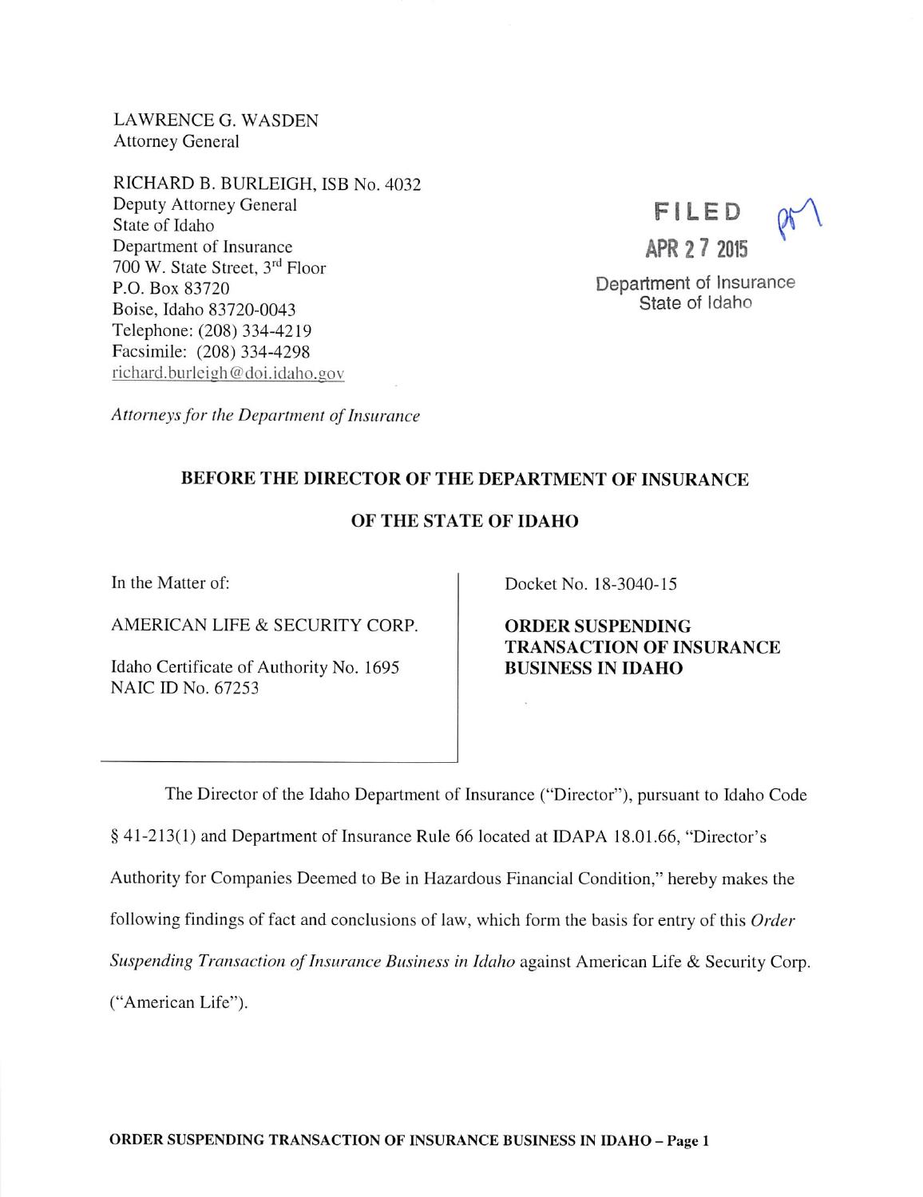LAWRENCE G. WASDEN
Attorney General

RICHARD B. BURLEIGH, ISB No. 4032
Deputy Attorney General
State of Idaho
Department of Insurance
700 W. State Street, 3rd Floor
P.O. Box 83720
Boise, Idaho 83720-0043
Telephone: (208) 334-4219
Facsimile: (208) 334-4298
richard.burleigh@doi.idaho.gov

FILED
APR 27 2015
Department of Insurance
State of Idaho

*Attorneys for the Department of Insurance*

**BEFORE THE DIRECTOR OF THE DEPARTMENT OF INSURANCE**

**OF THE STATE OF IDAHO**

In the Matter of:

AMERICAN LIFE & SECURITY CORP.

Idaho Certificate of Authority No. 1695
NAIC ID No. 67253

Docket No. 18-3040-15

**ORDER SUSPENDING TRANSACTION OF INSURANCE BUSINESS IN IDAHO**

The Director of the Idaho Department of Insurance ("Director"), pursuant to Idaho Code § 41-213(1) and Department of Insurance Rule 66 located at IDAPA 18.01.66, "Director's Authority for Companies Deemed to Be in Hazardous Financial Condition," hereby makes the following findings of fact and conclusions of law, which form the basis for entry of this *Order Suspending Transaction of Insurance Business in Idaho* against American Life & Security Corp. ("American Life").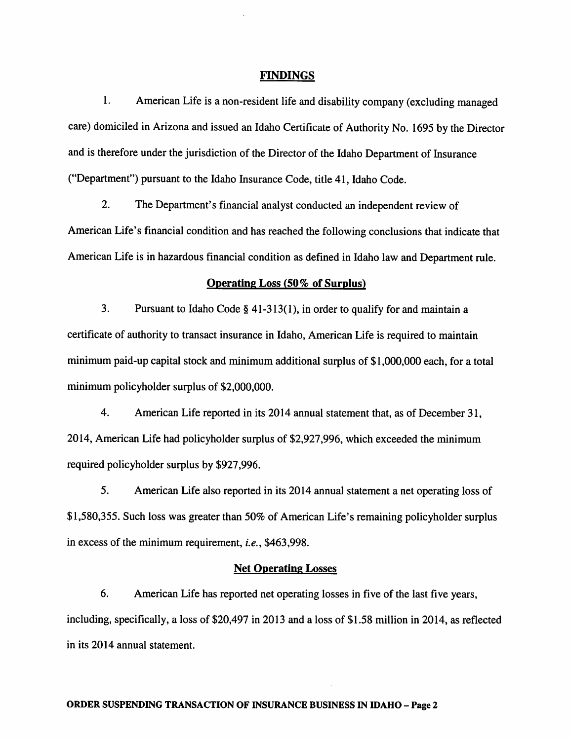## FINDINGS

1. American Life is a non-resident life and disability company (excluding managed care) domiciled in Arizona and issued an Idaho Certificate of Authority No. 1695 by the Director and is therefore under the jurisdiction of the Director of the Idaho Department of Insurance ("Department") pursuant to the Idaho Insurance Code, title 41, Idaho Code.

2. The Department's financial analyst conducted an independent review of American Life's financial condition and has reached the following conclusions that indicate that American Life is in hazardous financial condition as defined in Idaho law and Department rule.

### Operating Loss (50% of Surplus)

3. Pursuant to Idaho Code § 41-313(1), in order to qualify for and maintain a certificate of authority to transact insurance in Idaho, American Life is required to maintain minimum paid-up capital stock and minimum additional surplus of $1,000,000 each, for a total minimum policyholder surplus of $2,000,000.

4. American Life reported in its 2014 annual statement that, as of December 31, 2014, American Life had policyholder surplus of $2,927,996, which exceeded the minimum required policyholder surplus by $927,996.

5. American Life also reported in its 2014 annual statement a net operating loss of $1,580,355. Such loss was greater than 50% of American Life's remaining policyholder surplus in excess of the minimum requirement, *i.e.*, $463,998.

### Net Operating Losses

6. American Life has reported net operating losses in five of the last five years, including, specifically, a loss of $20,497 in 2013 and a loss of $1.58 million in 2014, as reflected in its 2014 annual statement.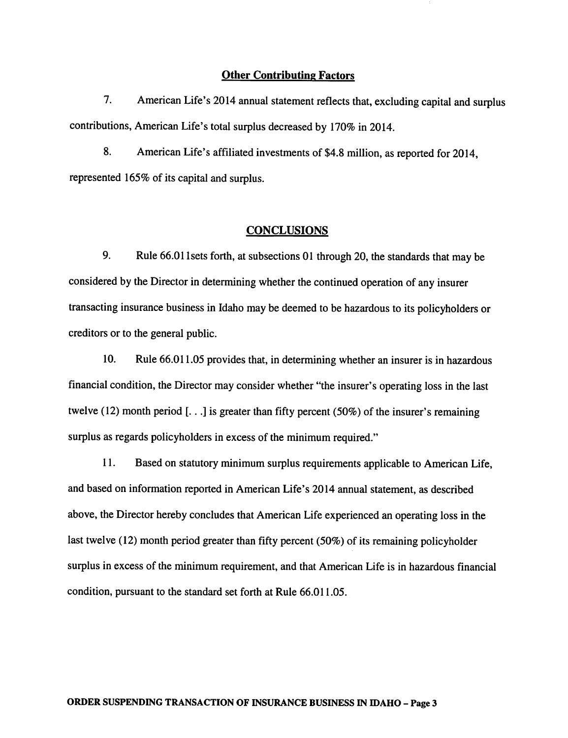## Other Contributing Factors

7. American Life's 2014 annual statement reflects that, excluding capital and surplus contributions, American Life's total surplus decreased by 170% in 2014.

8. American Life's affiliated investments of $4.8 million, as reported for 2014, represented 165% of its capital and surplus.

## CONCLUSIONS

9. Rule 66.011sets forth, at subsections 01 through 20, the standards that may be considered by the Director in determining whether the continued operation of any insurer transacting insurance business in Idaho may be deemed to be hazardous to its policyholders or creditors or to the general public.

10. Rule 66.011.05 provides that, in determining whether an insurer is in hazardous financial condition, the Director may consider whether "the insurer's operating loss in the last twelve (12) month period [. . .] is greater than fifty percent (50%) of the insurer's remaining surplus as regards policyholders in excess of the minimum required."

11. Based on statutory minimum surplus requirements applicable to American Life, and based on information reported in American Life's 2014 annual statement, as described above, the Director hereby concludes that American Life experienced an operating loss in the last twelve (12) month period greater than fifty percent (50%) of its remaining policyholder surplus in excess of the minimum requirement, and that American Life is in hazardous financial condition, pursuant to the standard set forth at Rule 66.011.05.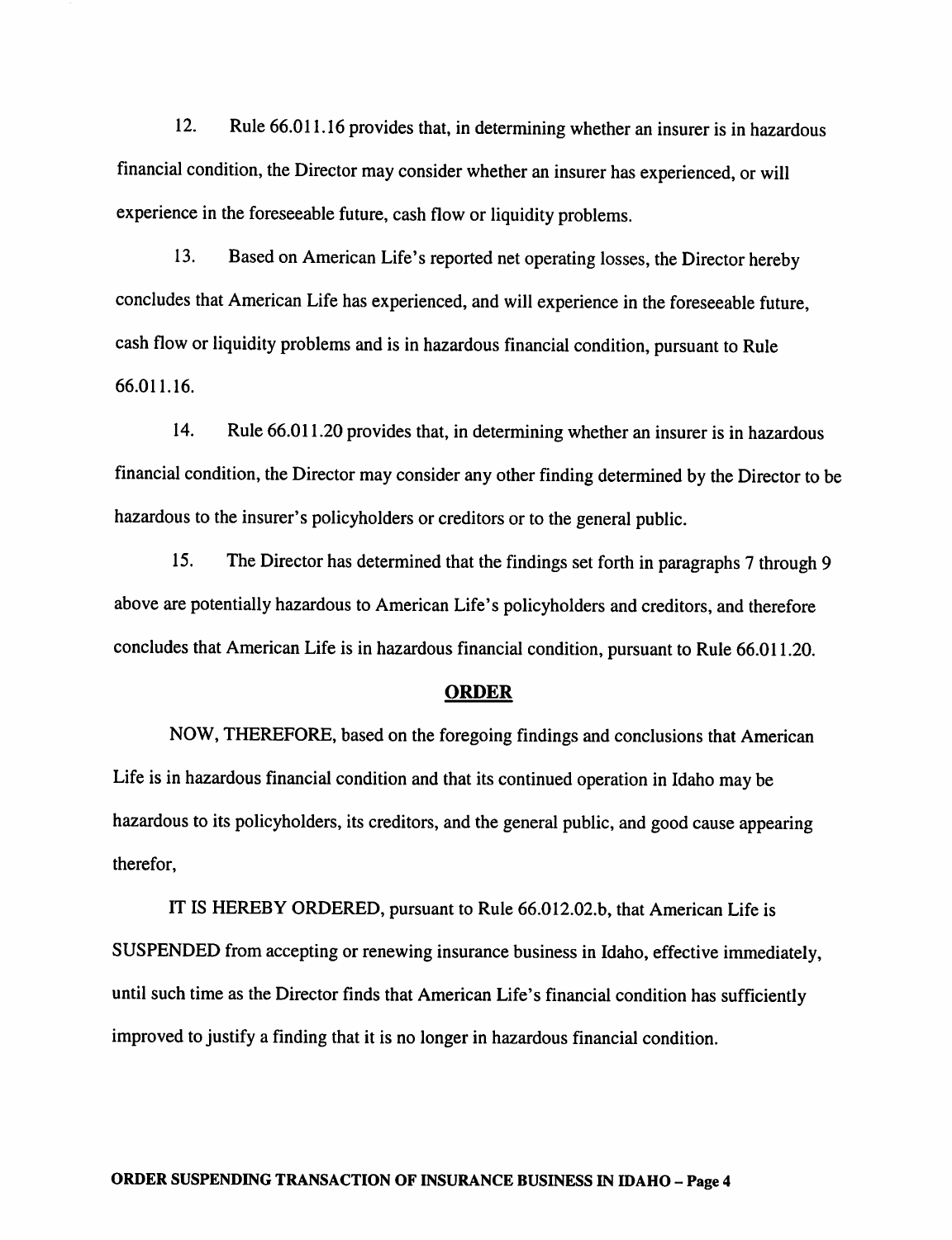12. Rule 66.011.16 provides that, in determining whether an insurer is in hazardous financial condition, the Director may consider whether an insurer has experienced, or will experience in the foreseeable future, cash flow or liquidity problems.

13. Based on American Life's reported net operating losses, the Director hereby concludes that American Life has experienced, and will experience in the foreseeable future, cash flow or liquidity problems and is in hazardous financial condition, pursuant to Rule 66.011.16.

14. Rule 66.011.20 provides that, in determining whether an insurer is in hazardous financial condition, the Director may consider any other finding determined by the Director to be hazardous to the insurer's policyholders or creditors or to the general public.

15. The Director has determined that the findings set forth in paragraphs 7 through 9 above are potentially hazardous to American Life's policyholders and creditors, and therefore concludes that American Life is in hazardous financial condition, pursuant to Rule 66.011.20.

## ORDER

NOW, THEREFORE, based on the foregoing findings and conclusions that American Life is in hazardous financial condition and that its continued operation in Idaho may be hazardous to its policyholders, its creditors, and the general public, and good cause appearing therefor,

IT IS HEREBY ORDERED, pursuant to Rule 66.012.02.b, that American Life is SUSPENDED from accepting or renewing insurance business in Idaho, effective immediately, until such time as the Director finds that American Life's financial condition has sufficiently improved to justify a finding that it is no longer in hazardous financial condition.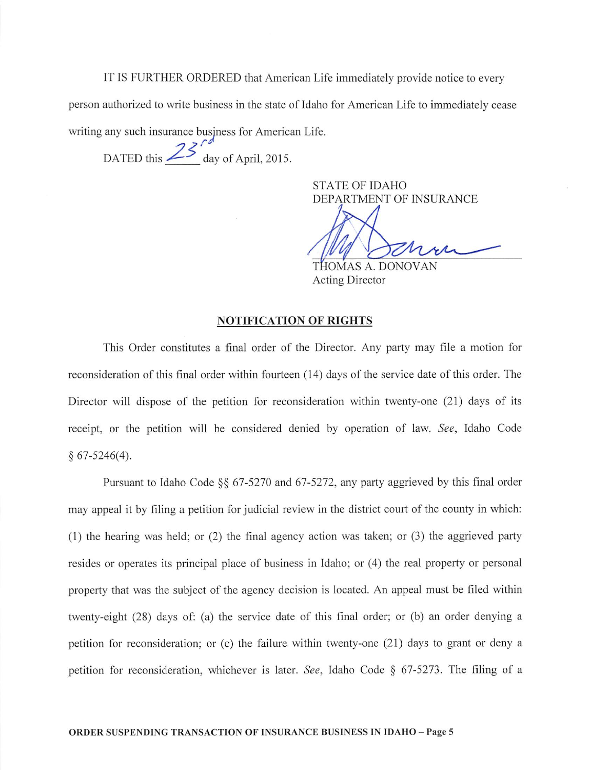IT IS FURTHER ORDERED that American Life immediately provide notice to every person authorized to write business in the state of Idaho for American Life to immediately cease writing any such insurance business for American Life.

DATED this 23rd day of April, 2015.

STATE OF IDAHO
DEPARTMENT OF INSURANCE

THOMAS A. DONOVAN
Acting Director

## NOTIFICATION OF RIGHTS

This Order constitutes a final order of the Director. Any party may file a motion for reconsideration of this final order within fourteen (14) days of the service date of this order. The Director will dispose of the petition for reconsideration within twenty-one (21) days of its receipt, or the petition will be considered denied by operation of law. *See*, Idaho Code § 67-5246(4).

Pursuant to Idaho Code §§ 67-5270 and 67-5272, any party aggrieved by this final order may appeal it by filing a petition for judicial review in the district court of the county in which: (1) the hearing was held; or (2) the final agency action was taken; or (3) the aggrieved party resides or operates its principal place of business in Idaho; or (4) the real property or personal property that was the subject of the agency decision is located. An appeal must be filed within twenty-eight (28) days of: (a) the service date of this final order; or (b) an order denying a petition for reconsideration; or (c) the failure within twenty-one (21) days to grant or deny a petition for reconsideration, whichever is later. *See*, Idaho Code § 67-5273. The filing of a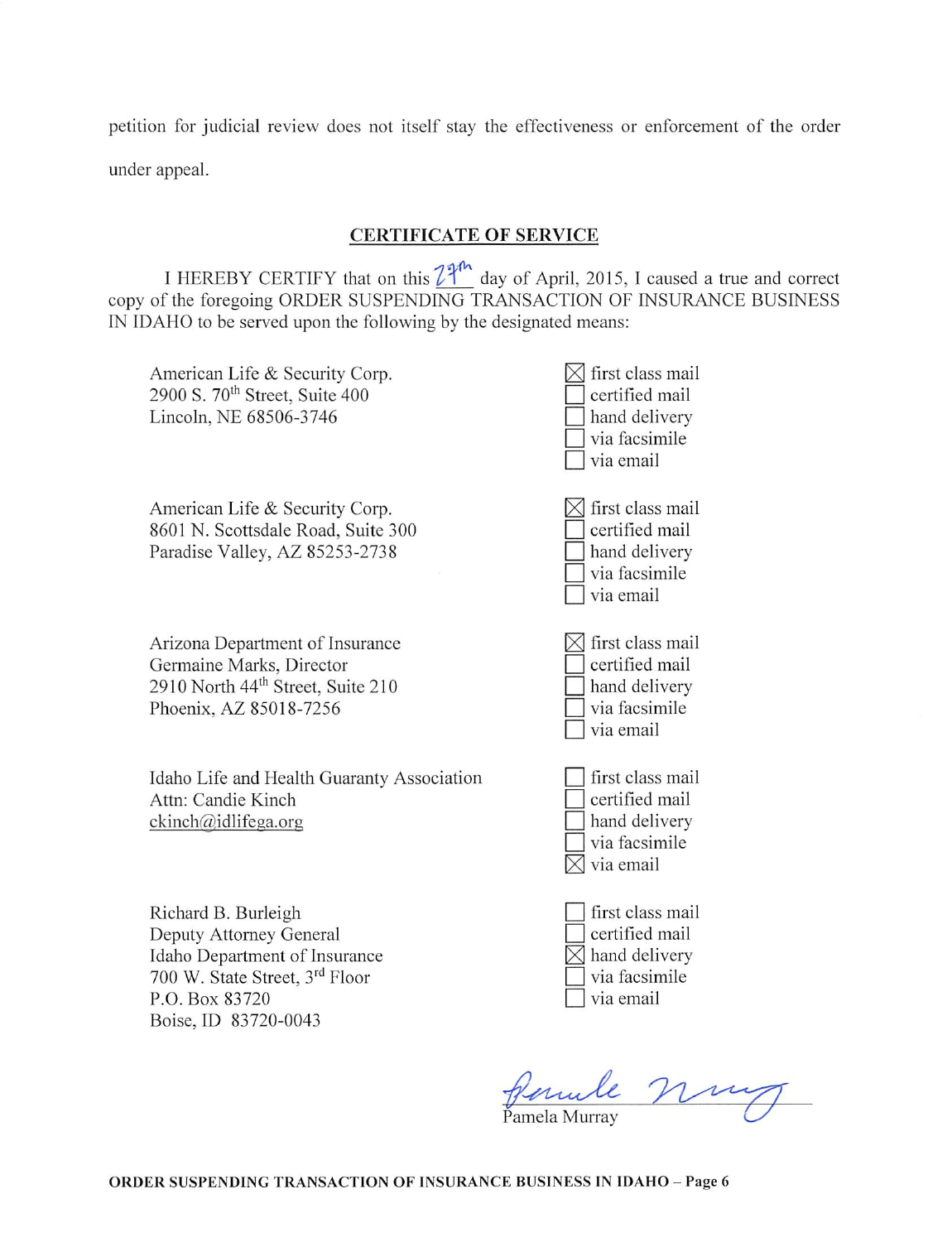petition for judicial review does not itself stay the effectiveness or enforcement of the order under appeal.

## CERTIFICATE OF SERVICE

I HEREBY CERTIFY that on this 27th day of April, 2015, I caused a true and correct copy of the foregoing ORDER SUSPENDING TRANSACTION OF INSURANCE BUSINESS IN IDAHO to be served upon the following by the designated means:

| | |
|---|---|
| American Life & Security Corp.<br>2900 S. 70th Street, Suite 400<br>Lincoln, NE 68506-3746 | ☒ first class mail<br>☐ certified mail<br>☐ hand delivery<br>☐ via facsimile<br>☐ via email |
| American Life & Security Corp.<br>8601 N. Scottsdale Road, Suite 300<br>Paradise Valley, AZ 85253-2738 | ☒ first class mail<br>☐ certified mail<br>☐ hand delivery<br>☐ via facsimile<br>☐ via email |
| Arizona Department of Insurance<br>Germaine Marks, Director<br>2910 North 44th Street, Suite 210<br>Phoenix, AZ 85018-7256 | ☒ first class mail<br>☐ certified mail<br>☐ hand delivery<br>☐ via facsimile<br>☐ via email |
| Idaho Life and Health Guaranty Association<br>Attn: Candie Kinch<br>ckinch@idlifega.org | ☐ first class mail<br>☐ certified mail<br>☐ hand delivery<br>☐ via facsimile<br>☒ via email |
| Richard B. Burleigh<br>Deputy Attorney General<br>Idaho Department of Insurance<br>700 W. State Street, 3rd Floor<br>P.O. Box 83720<br>Boise, ID 83720-0043 | ☐ first class mail<br>☐ certified mail<br>☒ hand delivery<br>☐ via facsimile<br>☐ via email |

Pamela Murray